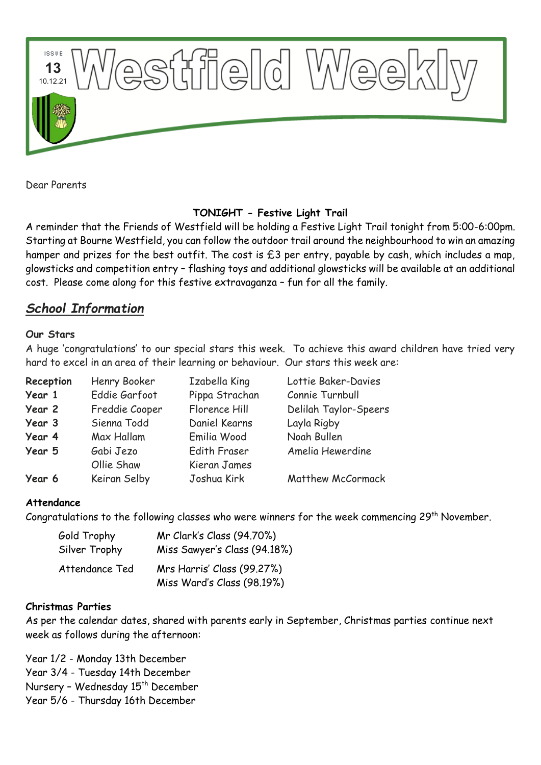# Westfield Weekly

ISSUE 13
10.12.21

Dear Parents

**TONIGHT - Festive Light Trail**

A reminder that the Friends of Westfield will be holding a Festive Light Trail tonight from 5:00-6:00pm. Starting at Bourne Westfield, you can follow the outdoor trail around the neighbourhood to win an amazing hamper and prizes for the best outfit. The cost is £3 per entry, payable by cash, which includes a map, glowsticks and competition entry – flashing toys and additional glowsticks will be available at an additional cost. Please come along for this festive extravaganza – fun for all the family.

## *School Information*

**Our Stars**

A huge 'congratulations' to our special stars this week. To achieve this award children have tried very hard to excel in an area of their learning or behaviour. Our stars this week are:

| | | | |
|---|---|---|---|
| **Reception** | Henry Booker | Izabella King | Lottie Baker-Davies |
| **Year 1** | Eddie Garfoot | Pippa Strachan | Connie Turnbull |
| **Year 2** | Freddie Cooper | Florence Hill | Delilah Taylor-Speers |
| **Year 3** | Sienna Todd | Daniel Kearns | Layla Rigby |
| **Year 4** | Max Hallam | Emilia Wood | Noah Bullen |
| **Year 5** | Gabi Jezo | Edith Fraser | Amelia Hewerdine |
| | Ollie Shaw | Kieran James | |
| **Year 6** | Keiran Selby | Joshua Kirk | Matthew McCormack |

**Attendance**

Congratulations to the following classes who were winners for the week commencing 29th November.

| | |
|---|---|
| Gold Trophy | Mr Clark's Class (94.70%) |
| Silver Trophy | Miss Sawyer's Class (94.18%) |
| Attendance Ted | Mrs Harris' Class (99.27%) |
| | Miss Ward's Class (98.19%) |

**Christmas Parties**

As per the calendar dates, shared with parents early in September, Christmas parties continue next week as follows during the afternoon:

Year 1/2 - Monday 13th December
Year 3/4 - Tuesday 14th December
Nursery – Wednesday 15th December
Year 5/6 - Thursday 16th December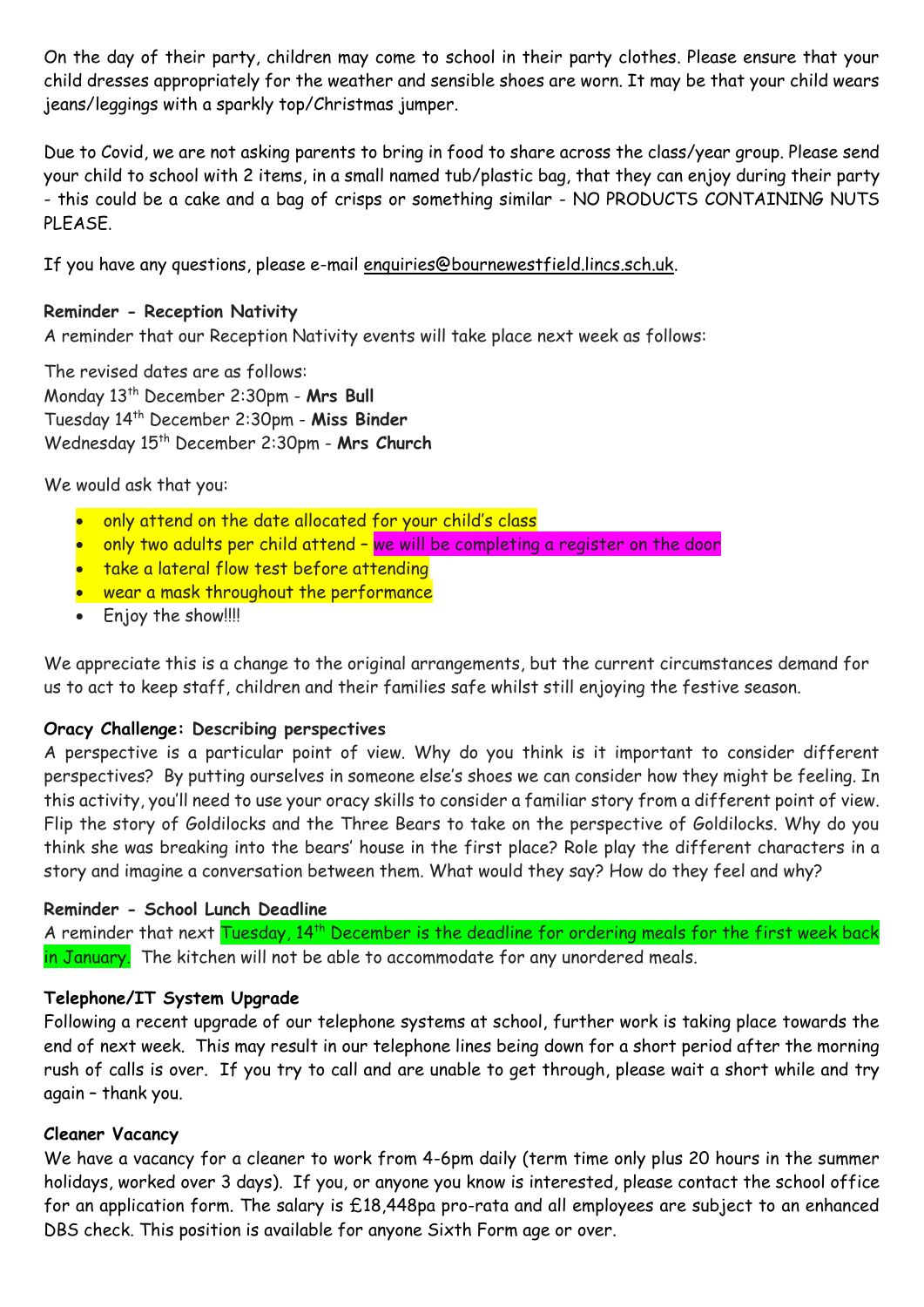On the day of their party, children may come to school in their party clothes. Please ensure that your child dresses appropriately for the weather and sensible shoes are worn. It may be that your child wears jeans/leggings with a sparkly top/Christmas jumper.

Due to Covid, we are not asking parents to bring in food to share across the class/year group. Please send your child to school with 2 items, in a small named tub/plastic bag, that they can enjoy during their party - this could be a cake and a bag of crisps or something similar - NO PRODUCTS CONTAINING NUTS PLEASE.

If you have any questions, please e-mail enquiries@bournewestfield.lincs.sch.uk.

**Reminder - Reception Nativity**

A reminder that our Reception Nativity events will take place next week as follows:

The revised dates are as follows:
Monday 13th December 2:30pm - **Mrs Bull**
Tuesday 14th December 2:30pm - **Miss Binder**
Wednesday 15th December 2:30pm - **Mrs Church**

We would ask that you:

- only attend on the date allocated for your child's class
- only two adults per child attend – we will be completing a register on the door
- take a lateral flow test before attending
- wear a mask throughout the performance
- Enjoy the show!!!!

We appreciate this is a change to the original arrangements, but the current circumstances demand for us to act to keep staff, children and their families safe whilst still enjoying the festive season.

**Oracy Challenge: Describing perspectives**

A perspective is a particular point of view. Why do you think is it important to consider different perspectives? By putting ourselves in someone else's shoes we can consider how they might be feeling. In this activity, you'll need to use your oracy skills to consider a familiar story from a different point of view. Flip the story of Goldilocks and the Three Bears to take on the perspective of Goldilocks. Why do you think she was breaking into the bears' house in the first place? Role play the different characters in a story and imagine a conversation between them. What would they say? How do they feel and why?

**Reminder - School Lunch Deadline**

A reminder that next Tuesday, 14th December is the deadline for ordering meals for the first week back in January. The kitchen will not be able to accommodate for any unordered meals.

**Telephone/IT System Upgrade**

Following a recent upgrade of our telephone systems at school, further work is taking place towards the end of next week. This may result in our telephone lines being down for a short period after the morning rush of calls is over. If you try to call and are unable to get through, please wait a short while and try again – thank you.

**Cleaner Vacancy**

We have a vacancy for a cleaner to work from 4-6pm daily (term time only plus 20 hours in the summer holidays, worked over 3 days). If you, or anyone you know is interested, please contact the school office for an application form. The salary is £18,448pa pro-rata and all employees are subject to an enhanced DBS check. This position is available for anyone Sixth Form age or over.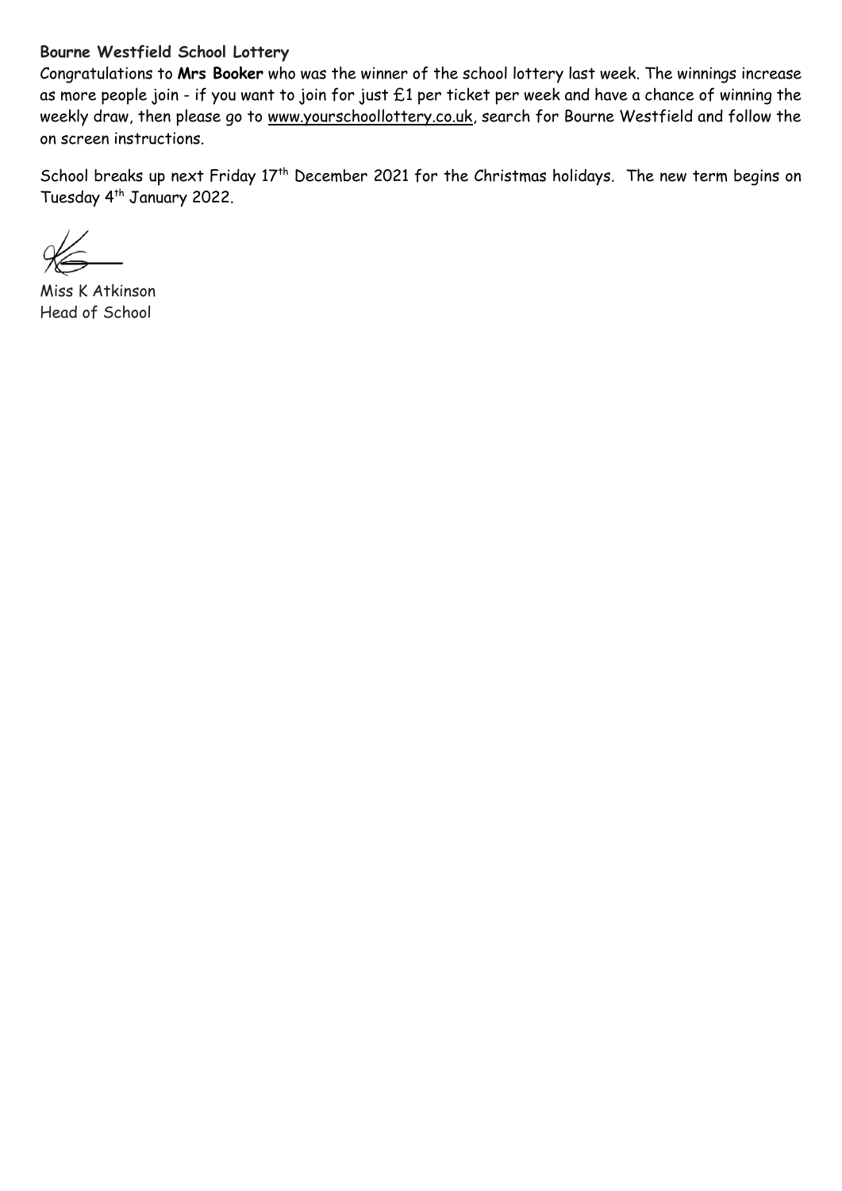**Bourne Westfield School Lottery**

Congratulations to **Mrs Booker** who was the winner of the school lottery last week. The winnings increase as more people join - if you want to join for just £1 per ticket per week and have a chance of winning the weekly draw, then please go to www.yourschoollottery.co.uk, search for Bourne Westfield and follow the on screen instructions.

School breaks up next Friday 17th December 2021 for the Christmas holidays. The new term begins on Tuesday 4th January 2022.

Miss K Atkinson
Head of School